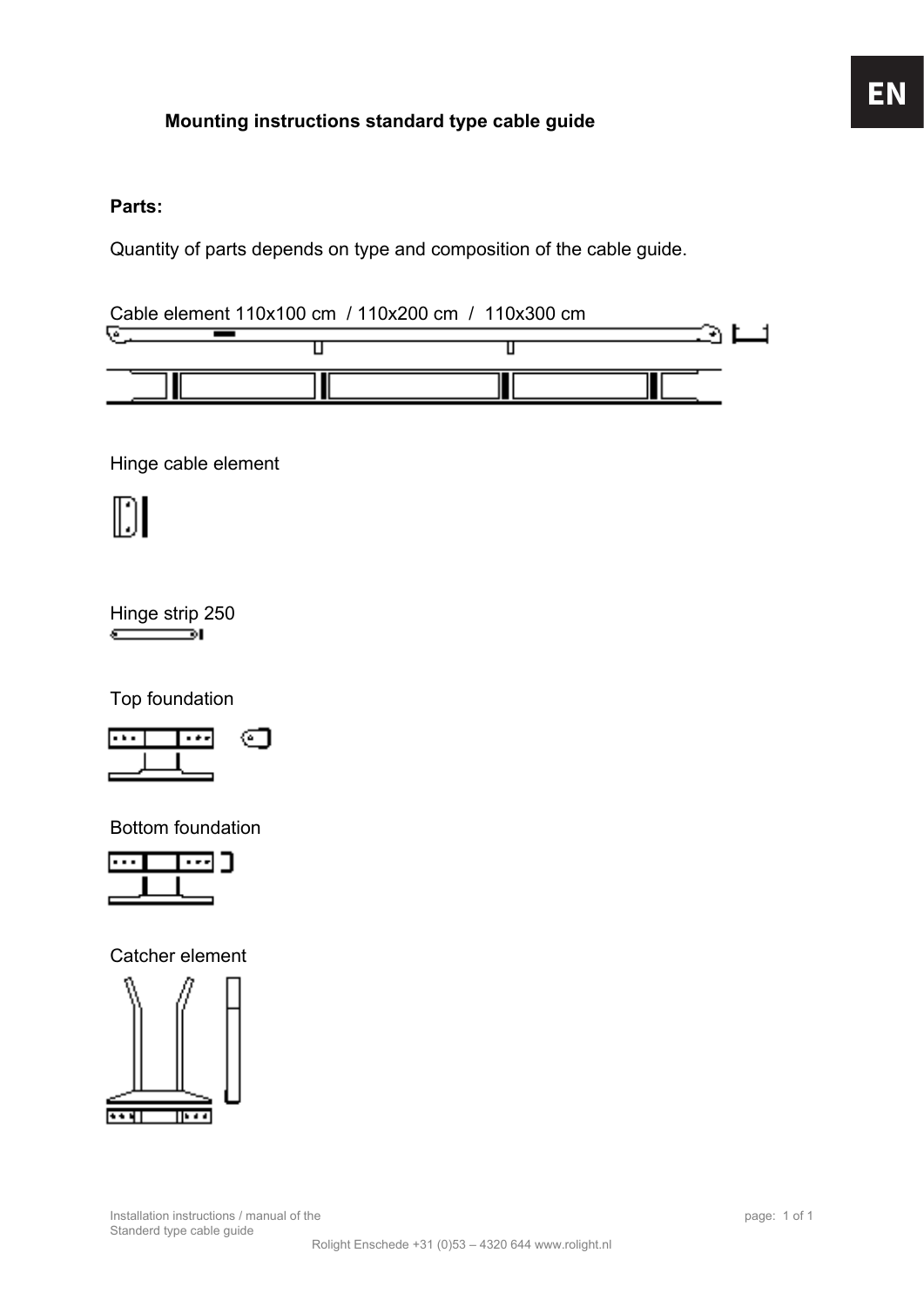EN

# Mounting instructions standard type cable guide

**Parts:**

Quantity of parts depends on type and composition of the cable guide.

Cable element 110x100 cm / 110x200 cm / 110x300 cm

Hinge cable element

Hinge strip 250

Top foundation

Bottom foundation

Catcher element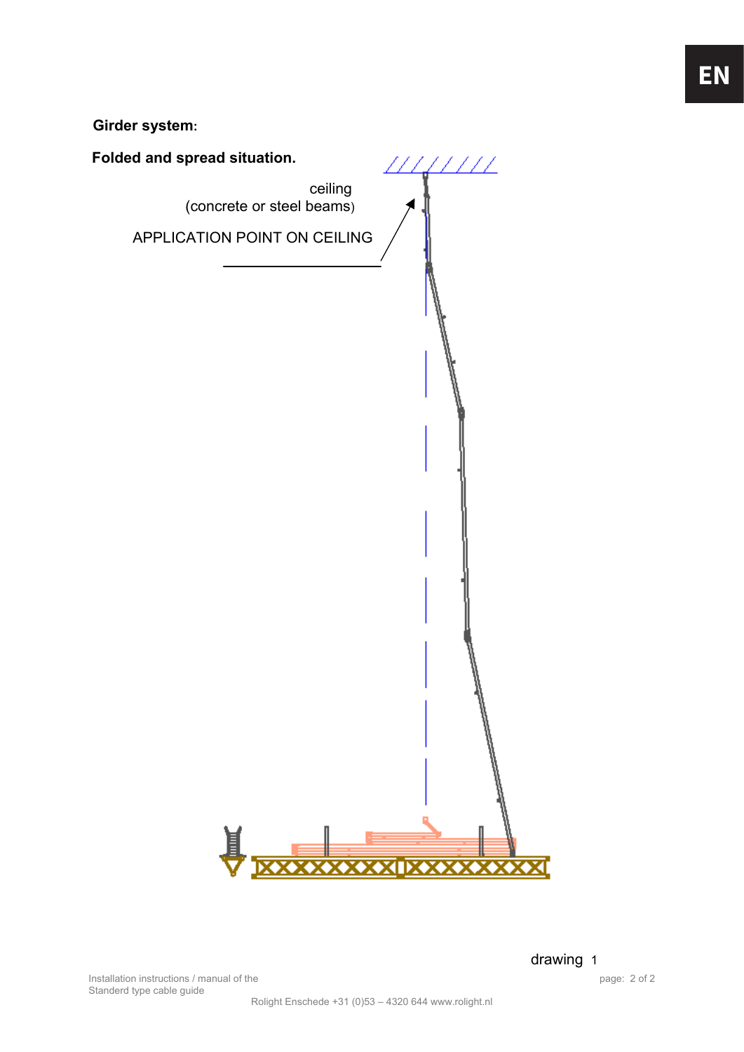**Girder system:**

**Folded and spread situation.**

ceiling
(concrete or steel beams)

APPLICATION POINT ON CEILING

drawing 1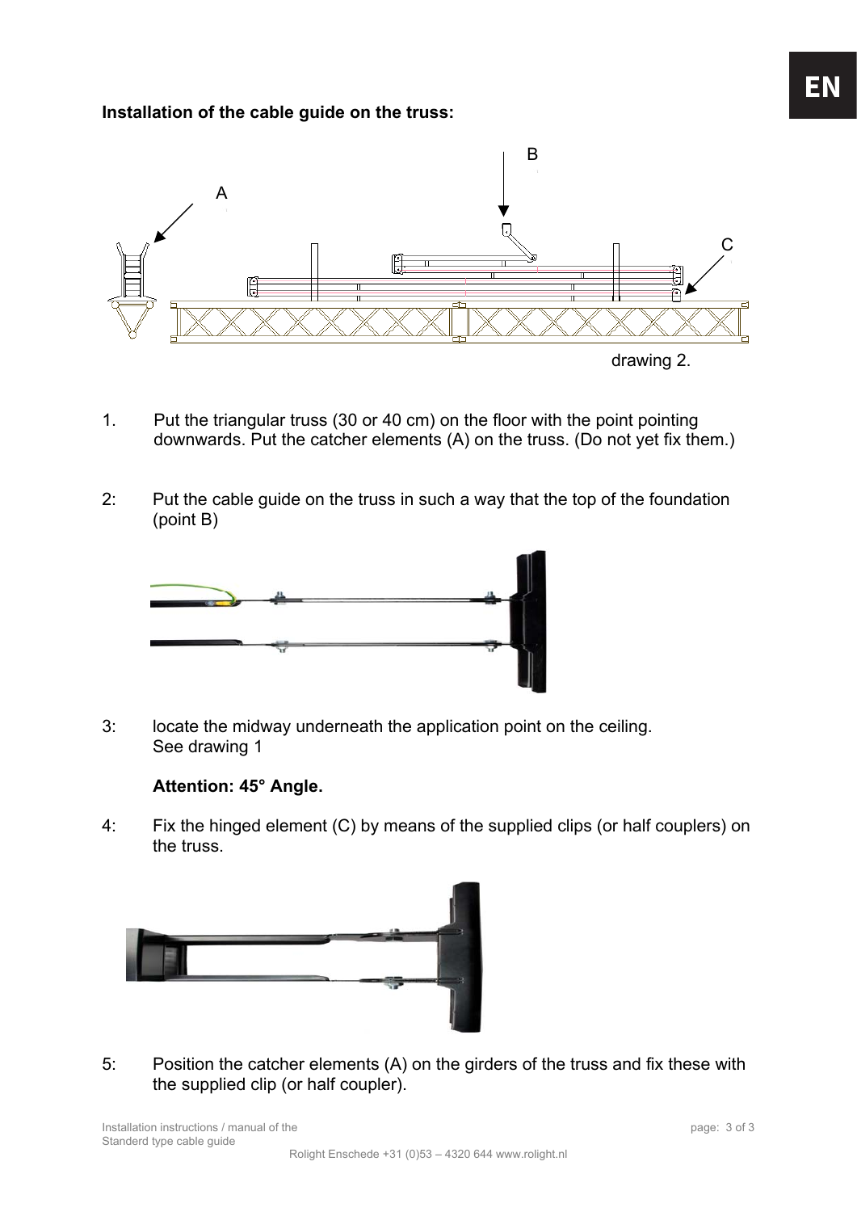**Installation of the cable guide on the truss:**

A

B

C

drawing 2.

1. Put the triangular truss (30 or 40 cm) on the floor with the point pointing downwards. Put the catcher elements (A) on the truss. (Do not yet fix them.)

2: Put the cable guide on the truss in such a way that the top of the foundation (point B)

3: locate the midway underneath the application point on the ceiling. See drawing 1

   **Attention: 45° Angle.**

4: Fix the hinged element (C) by means of the supplied clips (or half couplers) on the truss.

5: Position the catcher elements (A) on the girders of the truss and fix these with the supplied clip (or half coupler).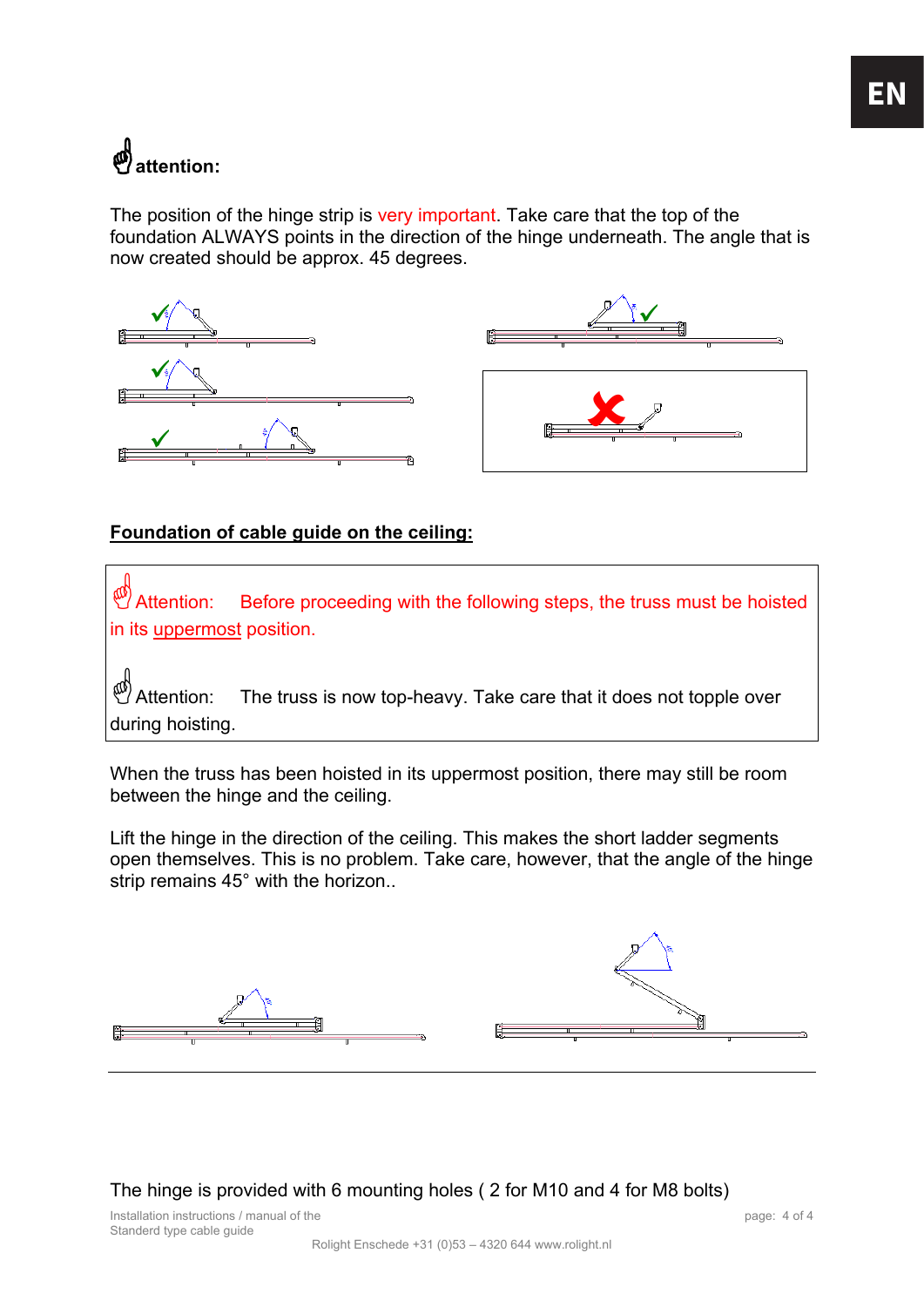attention:

The position of the hinge strip is very important. Take care that the top of the foundation ALWAYS points in the direction of the hinge underneath. The angle that is now created should be approx. 45 degrees.

## Foundation of cable guide on the ceiling:

Attention: Before proceeding with the following steps, the truss must be hoisted in its uppermost position.

Attention: The truss is now top-heavy. Take care that it does not topple over during hoisting.

When the truss has been hoisted in its uppermost position, there may still be room between the hinge and the ceiling.

Lift the hinge in the direction of the ceiling. This makes the short ladder segments open themselves. This is no problem. Take care, however, that the angle of the hinge strip remains 45° with the horizon..

The hinge is provided with 6 mounting holes ( 2 for M10 and 4 for M8 bolts)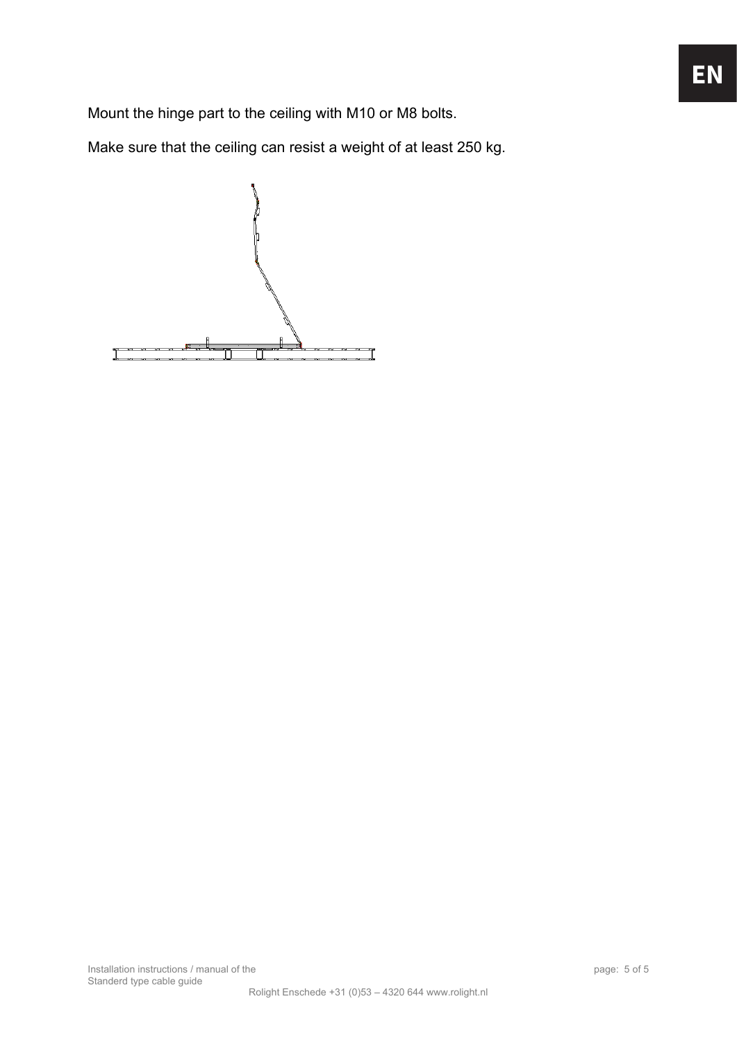Mount the hinge part to the ceiling with M10 or M8 bolts.

Make sure that the ceiling can resist a weight of at least 250 kg.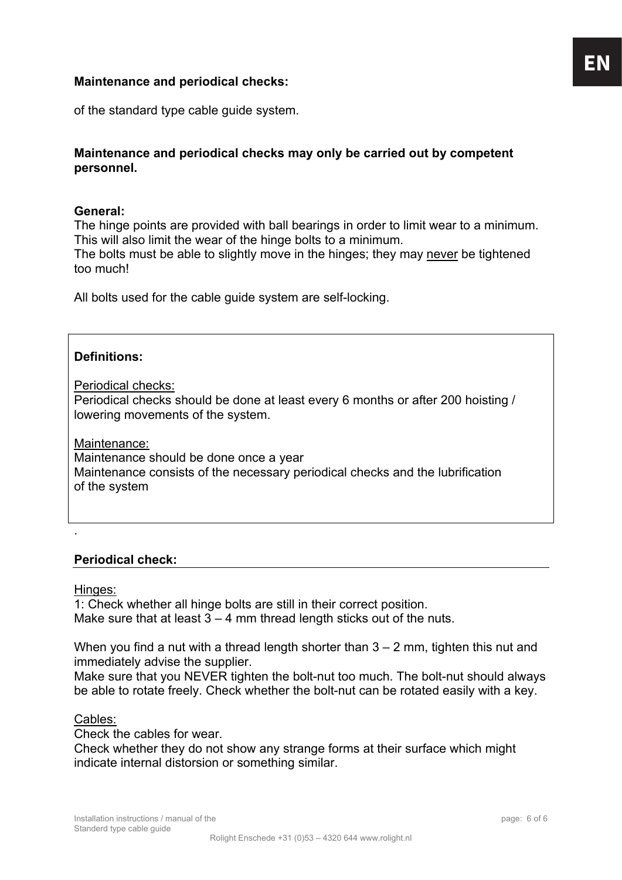## Maintenance and periodical checks:

of the standard type cable guide system.

**Maintenance and periodical checks may only be carried out by competent personnel.**

**General:**
The hinge points are provided with ball bearings in order to limit wear to a minimum. This will also limit the wear of the hinge bolts to a minimum.
The bolts must be able to slightly move in the hinges; they may <u>never</u> be tightened too much!

All bolts used for the cable guide system are self-locking.

> **Definitions:**
>
> <u>Periodical checks:</u>
> Periodical checks should be done at least every 6 months or after 200 hoisting / lowering movements of the system.
>
> <u>Maintenance:</u>
> Maintenance should be done once a year
> Maintenance consists of the necessary periodical checks and the lubrification of the system

.

### Periodical check:

<u>Hinges:</u>
1: Check whether all hinge bolts are still in their correct position.
Make sure that at least 3 – 4 mm thread length sticks out of the nuts.

When you find a nut with a thread length shorter than 3 – 2 mm, tighten this nut and immediately advise the supplier.
Make sure that you NEVER tighten the bolt-nut too much. The bolt-nut should always be able to rotate freely. Check whether the bolt-nut can be rotated easily with a key.

<u>Cables:</u>
Check the cables for wear.
Check whether they do not show any strange forms at their surface which might indicate internal distorsion or something similar.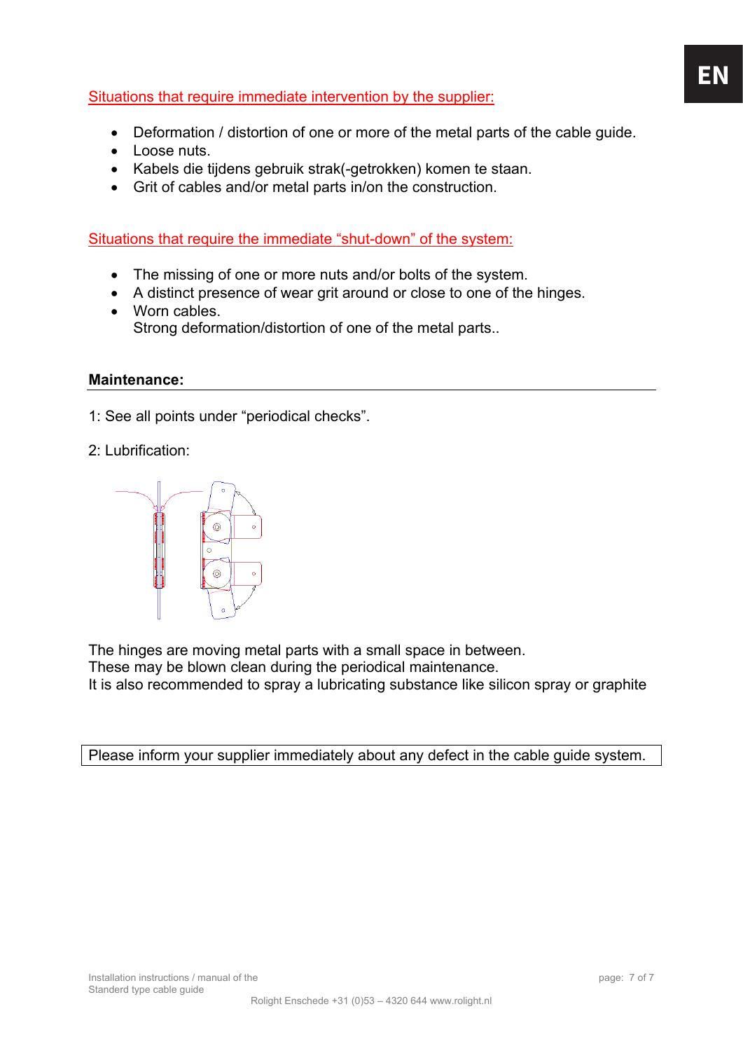Situations that require immediate intervention by the supplier:

- Deformation / distortion of one or more of the metal parts of the cable guide.
- Loose nuts.
- Kabels die tijdens gebruik strak(-getrokken) komen te staan.
- Grit of cables and/or metal parts in/on the construction.

Situations that require the immediate “shut-down” of the system:

- The missing of one or more nuts and/or bolts of the system.
- A distinct presence of wear grit around or close to one of the hinges.
- Worn cables.
  Strong deformation/distortion of one of the metal parts..

**Maintenance:**

1: See all points under “periodical checks”.

2: Lubrification:

The hinges are moving metal parts with a small space in between.
These may be blown clean during the periodical maintenance.
It is also recommended to spray a lubricating substance like silicon spray or graphite

Please inform your supplier immediately about any defect in the cable guide system.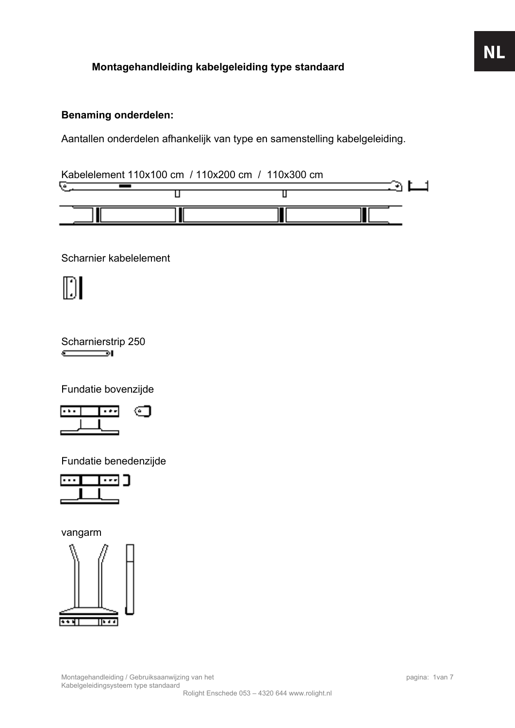NL

### Montagehandleiding kabelgeleiding type standaard

**Benaming onderdelen:**

Aantallen onderdelen afhankelijk van type en samenstelling kabelgeleiding.

Kabelelement 110x100 cm / 110x200 cm / 110x300 cm

Scharnier kabelelement

Scharnierstrip 250

Fundatie bovenzijde

Fundatie benedenzijde

vangarm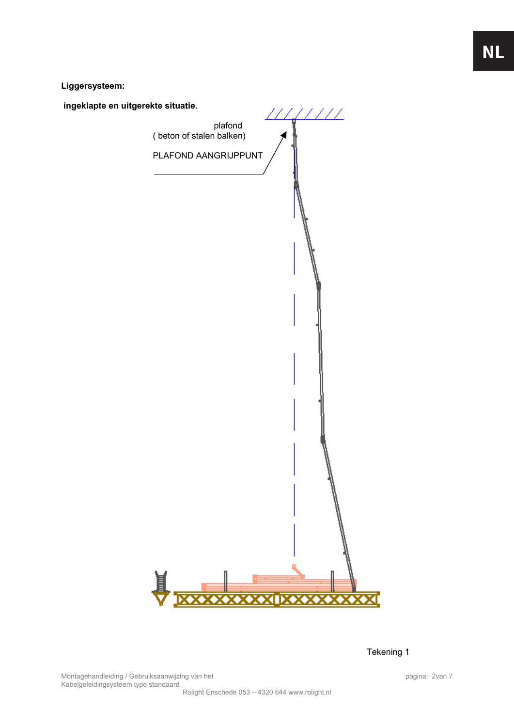**Liggersysteem:**

**ingeklapte en uitgerekte situatie.**

plafond
( beton of stalen balken)

PLAFOND AANGRIJPPUNT

Tekening 1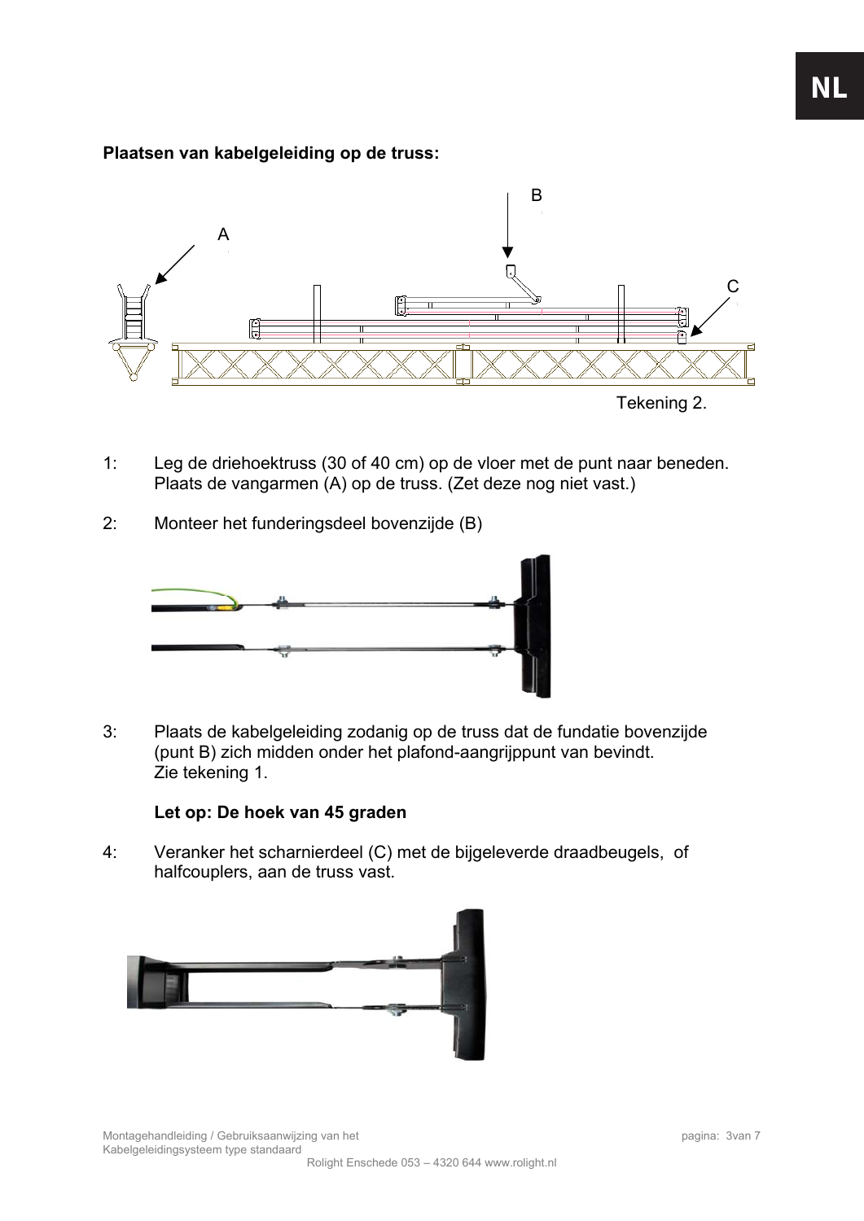**Plaatsen van kabelgeleiding op de truss:**

Tekening 2.

1: Leg de driehoektruss (30 of 40 cm) op de vloer met de punt naar beneden. Plaats de vangarmen (A) op de truss. (Zet deze nog niet vast.)

2: Monteer het funderingsdeel bovenzijde (B)

3: Plaats de kabelgeleiding zodanig op de truss dat de fundatie bovenzijde (punt B) zich midden onder het plafond-aangrijppunt van bevindt. Zie tekening 1.

**Let op: De hoek van 45 graden**

4: Veranker het scharnierdeel (C) met de bijgeleverde draadbeugels, of halfcouplers, aan de truss vast.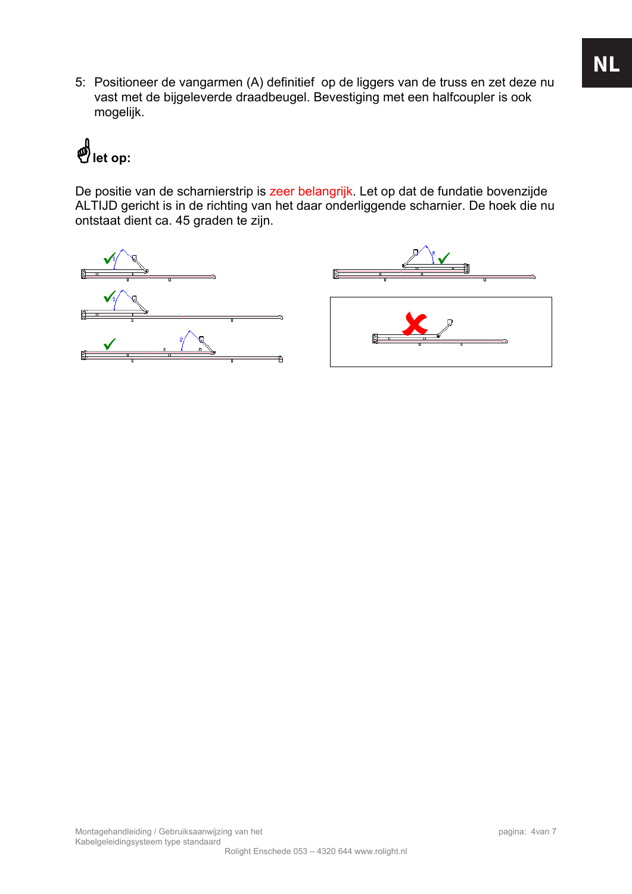5: Positioneer de vangarmen (A) definitief op de liggers van de truss en zet deze nu vast met de bijgeleverde draadbeugel. Bevestiging met een halfcoupler is ook mogelijk.

**let op:**

De positie van de scharnierstrip is zeer belangrijk. Let op dat de fundatie bovenzijde ALTIJD gericht is in de richting van het daar onderliggende scharnier. De hoek die nu ontstaat dient ca. 45 graden te zijn.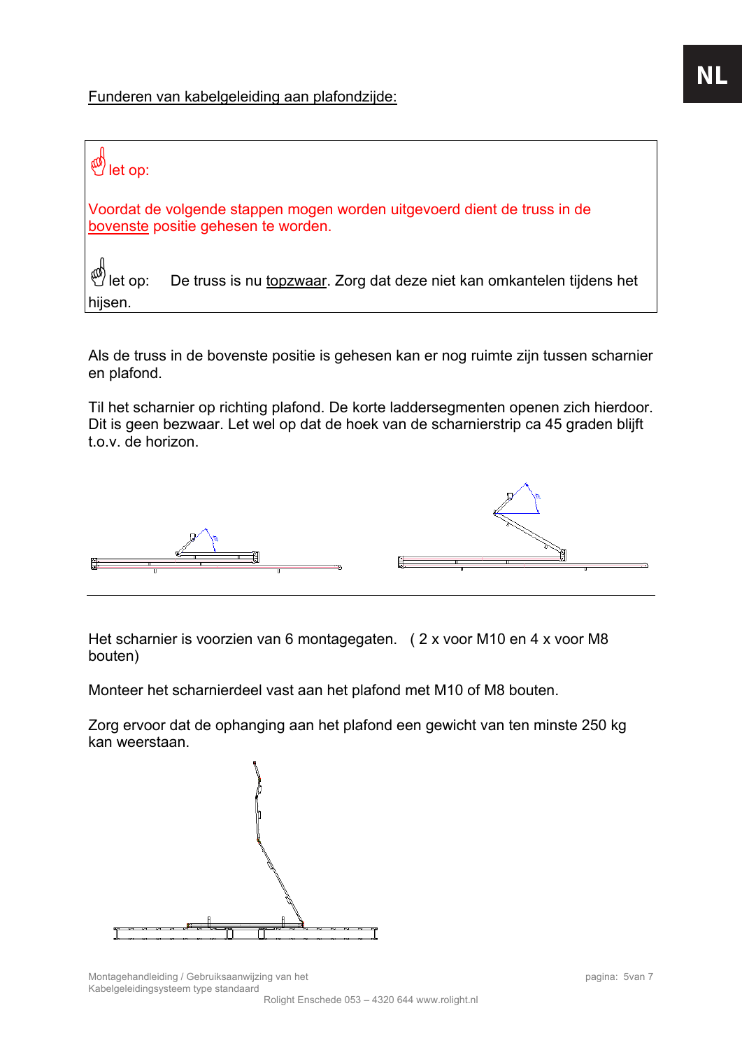Funderen van kabelgeleiding aan plafondzijde:

let op:

Voordat de volgende stappen mogen worden uitgevoerd dient de truss in de bovenste positie gehesen te worden.

let op: De truss is nu topzwaar. Zorg dat deze niet kan omkantelen tijdens het hijsen.

Als de truss in de bovenste positie is gehesen kan er nog ruimte zijn tussen scharnier en plafond.

Til het scharnier op richting plafond. De korte laddersegmenten openen zich hierdoor. Dit is geen bezwaar. Let wel op dat de hoek van de scharnierstrip ca 45 graden blijft t.o.v. de horizon.

Het scharnier is voorzien van 6 montagegaten. ( 2 x voor M10 en 4 x voor M8 bouten)

Monteer het scharnierdeel vast aan het plafond met M10 of M8 bouten.

Zorg ervoor dat de ophanging aan het plafond een gewicht van ten minste 250 kg kan weerstaan.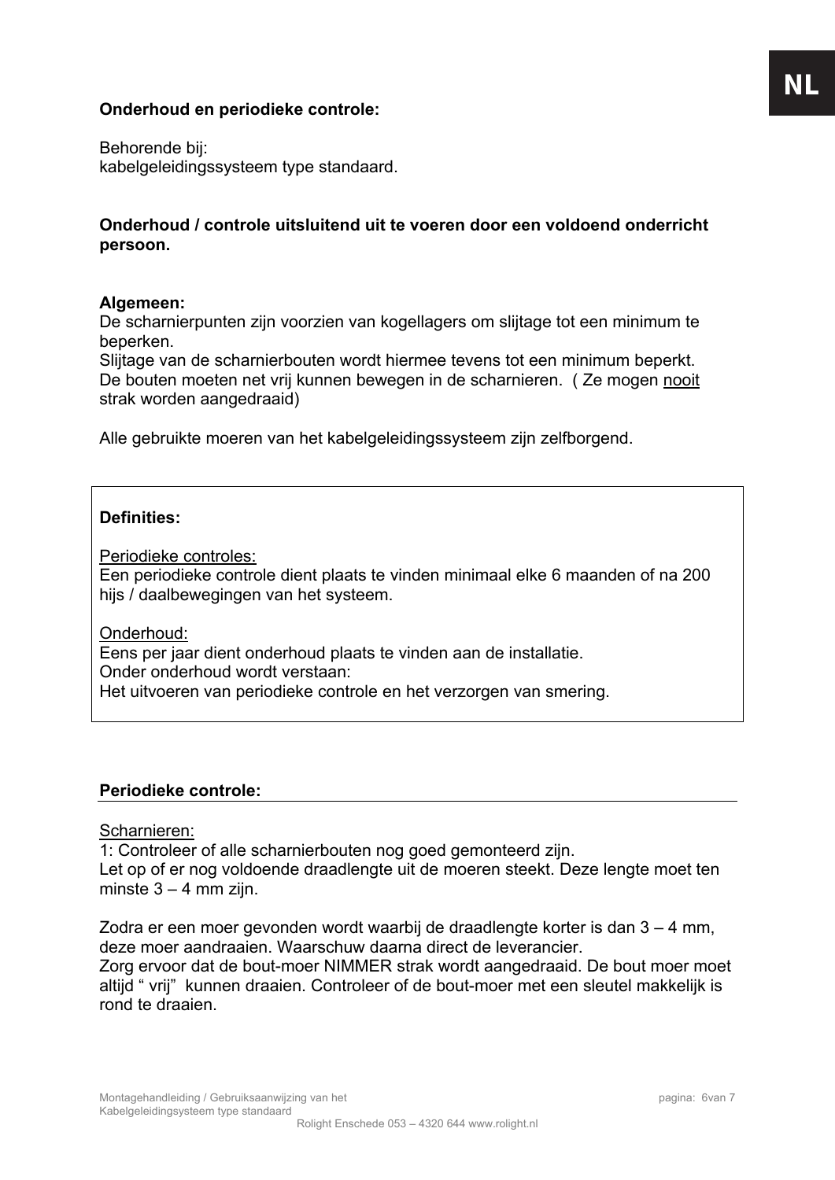**Onderhoud en periodieke controle:**

Behorende bij:
kabelgeleidingssysteem type standaard.

**Onderhoud / controle uitsluitend uit te voeren door een voldoend onderricht persoon.**

**Algemeen:**
De scharnierpunten zijn voorzien van kogellagers om slijtage tot een minimum te beperken.
Slijtage van de scharnierbouten wordt hiermee tevens tot een minimum beperkt.
De bouten moeten net vrij kunnen bewegen in de scharnieren. ( Ze mogen <u>nooit</u> strak worden aangedraaid)

Alle gebruikte moeren van het kabelgeleidingssysteem zijn zelfborgend.

**Definities:**

<u>Periodieke controles:</u>
Een periodieke controle dient plaats te vinden minimaal elke 6 maanden of na 200 hijs / daalbewegingen van het systeem.

<u>Onderhoud:</u>
Eens per jaar dient onderhoud plaats te vinden aan de installatie.
Onder onderhoud wordt verstaan:
Het uitvoeren van periodieke controle en het verzorgen van smering.

**Periodieke controle:**

<u>Scharnieren:</u>
1: Controleer of alle scharnierbouten nog goed gemonteerd zijn.
Let op of er nog voldoende draadlengte uit de moeren steekt. Deze lengte moet ten minste 3 – 4 mm zijn.

Zodra er een moer gevonden wordt waarbij de draadlengte korter is dan 3 – 4 mm, deze moer aandraaien. Waarschuw daarna direct de leverancier.
Zorg ervoor dat de bout-moer NIMMER strak wordt aangedraaid. De bout moer moet altijd “ vrij” kunnen draaien. Controleer of de bout-moer met een sleutel makkelijk is rond te draaien.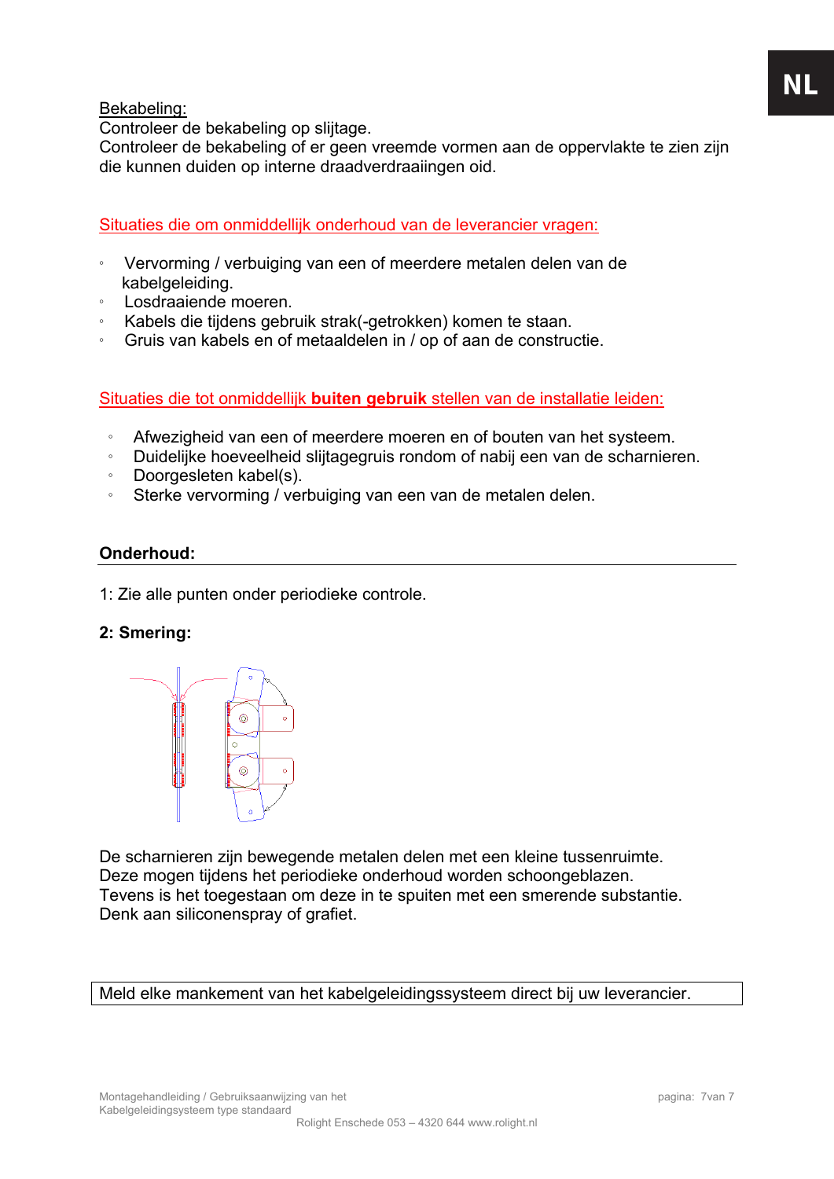Bekabeling:
Controleer de bekabeling op slijtage.
Controleer de bekabeling of er geen vreemde vormen aan de oppervlakte te zien zijn die kunnen duiden op interne draadverdraaiingen oid.

Situaties die om onmiddellijk onderhoud van de leverancier vragen:

- Vervorming / verbuiging van een of meerdere metalen delen van de kabelgeleiding.
- Losdraaiende moeren.
- Kabels die tijdens gebruik strak(-getrokken) komen te staan.
- Gruis van kabels en of metaaldelen in / op of aan de constructie.

Situaties die tot onmiddellijk **buiten gebruik** stellen van de installatie leiden:

- Afwezigheid van een of meerdere moeren en of bouten van het systeem.
- Duidelijke hoeveelheid slijtagegruis rondom of nabij een van de scharnieren.
- Doorgesleten kabel(s).
- Sterke vervorming / verbuiging van een van de metalen delen.

## Onderhoud:

1: Zie alle punten onder periodieke controle.

**2: Smering:**

De scharnieren zijn bewegende metalen delen met een kleine tussenruimte.
Deze mogen tijdens het periodieke onderhoud worden schoongeblazen.
Tevens is het toegestaan om deze in te spuiten met een smerende substantie.
Denk aan siliconenspray of grafiet.

Meld elke mankement van het kabelgeleidingssysteem direct bij uw leverancier.